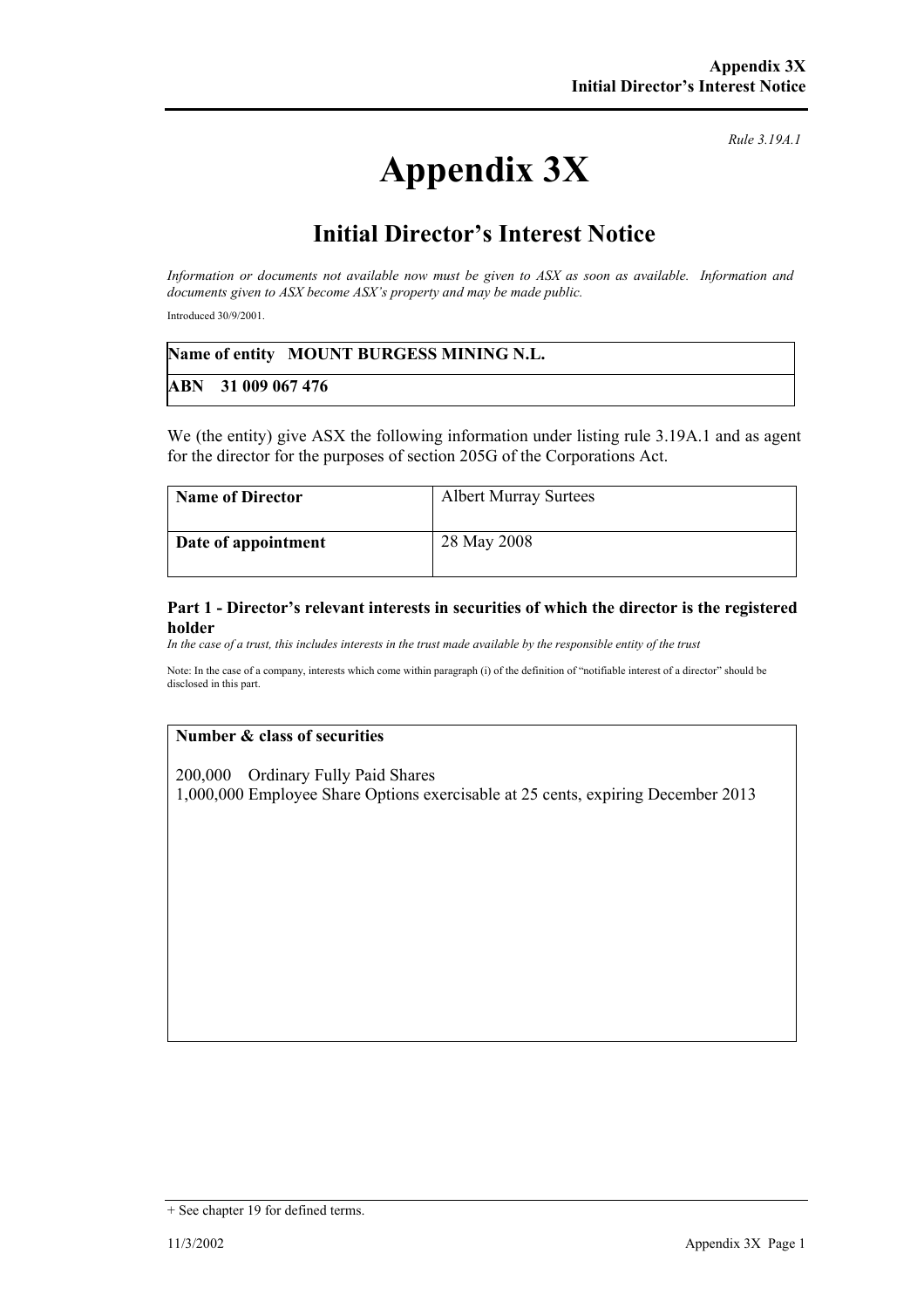*Rule 3.19A.1*

# Appendix 3X

## Initial Director's Interest Notice

*Information or documents not available now must be given to ASX as soon as available. Information and documents given to ASX become ASX's property and may be made public.*

Introduced 30/9/2001.

| **Name of entity** **MOUNT BURGESS MINING N.L.** |
|---|
| **ABN** **31 009 067 476** |

We (the entity) give ASX the following information under listing rule 3.19A.1 and as agent for the director for the purposes of section 205G of the Corporations Act.

| **Name of Director** | Albert Murray Surtees |
|---|---|
| **Date of appointment** | 28 May 2008 |

### Part 1 - Director's relevant interests in securities of which the director is the registered holder

*In the case of a trust, this includes interests in the trust made available by the responsible entity of the trust*

Note: In the case of a company, interests which come within paragraph (i) of the definition of "notifiable interest of a director" should be disclosed in this part.

| **Number & class of securities** |
|---|
| 200,000 Ordinary Fully Paid Shares<br>1,000,000 Employee Share Options exercisable at 25 cents, expiring December 2013 |

+ See chapter 19 for defined terms.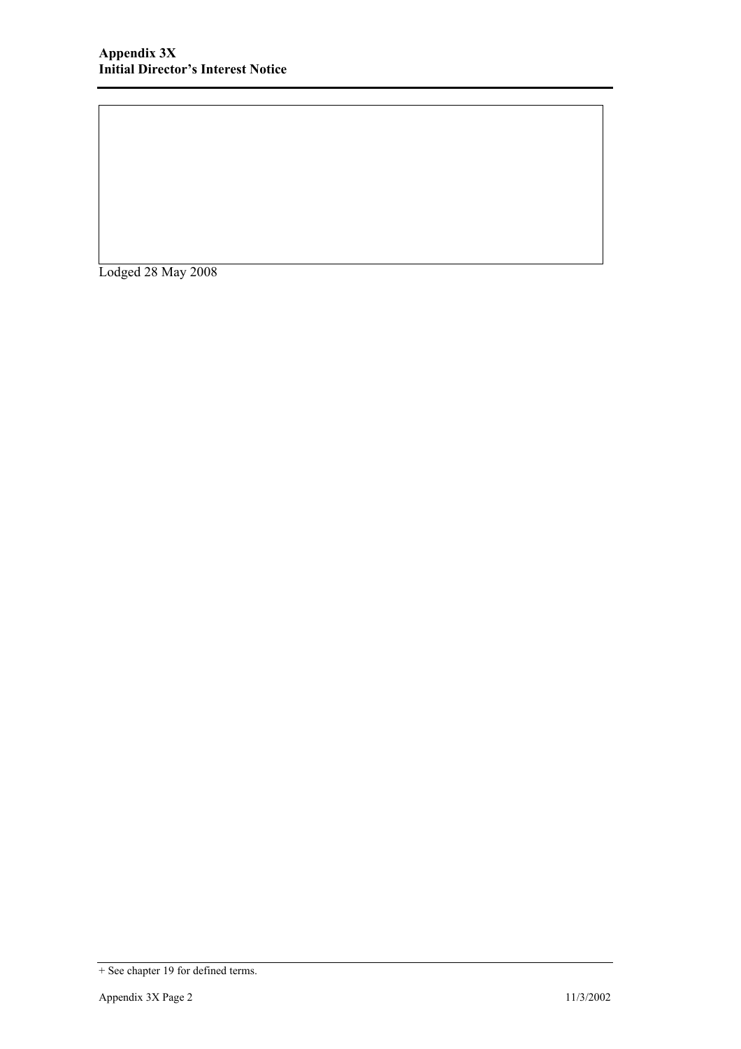Lodged 28 May 2008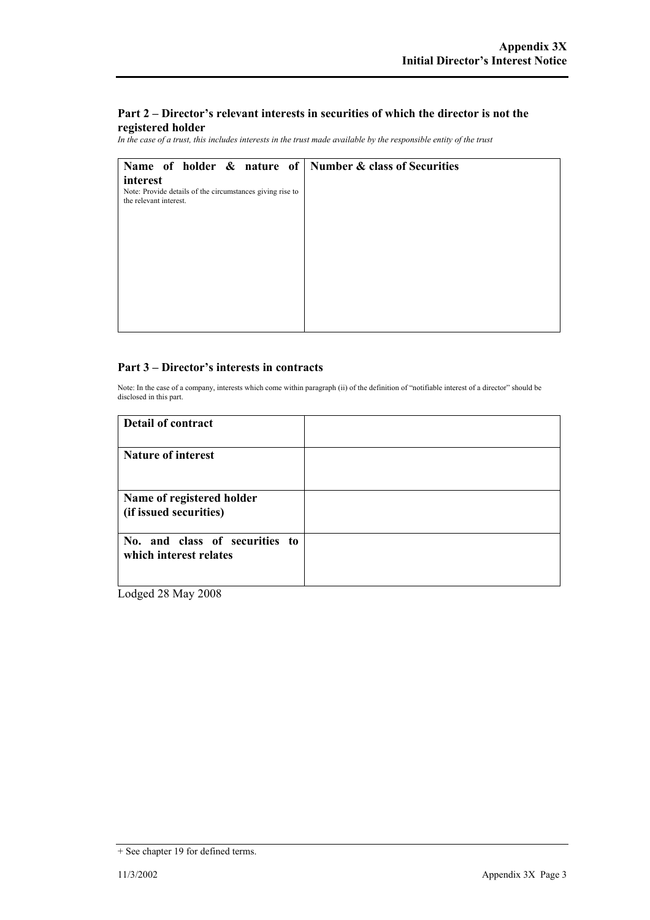## Part 2 – Director's relevant interests in securities of which the director is not the registered holder

*In the case of a trust, this includes interests in the trust made available by the responsible entity of the trust*

| **Name of holder & nature of interest**<br>Note: Provide details of the circumstances giving rise to the relevant interest. | **Number & class of Securities** |
|---|---|
| | |

## Part 3 – Director's interests in contracts

Note: In the case of a company, interests which come within paragraph (ii) of the definition of "notifiable interest of a director" should be disclosed in this part.

| | |
|---|---|
| **Detail of contract** | |
| **Nature of interest** | |
| **Name of registered holder (if issued securities)** | |
| **No. and class of securities to which interest relates** | |

Lodged 28 May 2008

+ See chapter 19 for defined terms.

11/3/2002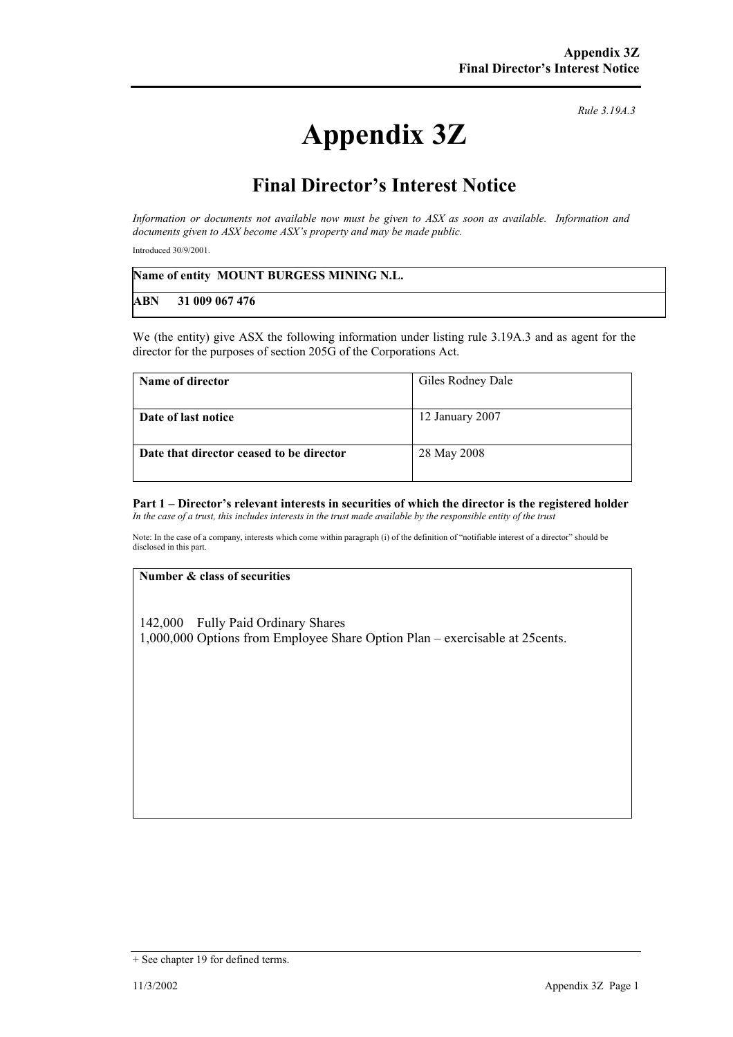*Rule 3.19A.3*

# Appendix 3Z

## Final Director's Interest Notice

*Information or documents not available now must be given to ASX as soon as available. Information and documents given to ASX become ASX's property and may be made public.*

Introduced 30/9/2001.

| Name of entity MOUNT BURGESS MINING N.L. |
| --- |
| ABN 31 009 067 476 |

We (the entity) give ASX the following information under listing rule 3.19A.3 and as agent for the director for the purposes of section 205G of the Corporations Act.

| | |
| --- | --- |
| **Name of director** | Giles Rodney Dale |
| **Date of last notice** | 12 January 2007 |
| **Date that director ceased to be director** | 28 May 2008 |

**Part 1 – Director's relevant interests in securities of which the director is the registered holder**

*In the case of a trust, this includes interests in the trust made available by the responsible entity of the trust*

Note: In the case of a company, interests which come within paragraph (i) of the definition of "notifiable interest of a director" should be disclosed in this part.

| **Number & class of securities** |
| --- |
| 142,000 Fully Paid Ordinary Shares<br>1,000,000 Options from Employee Share Option Plan – exercisable at 25cents. |

+ See chapter 19 for defined terms.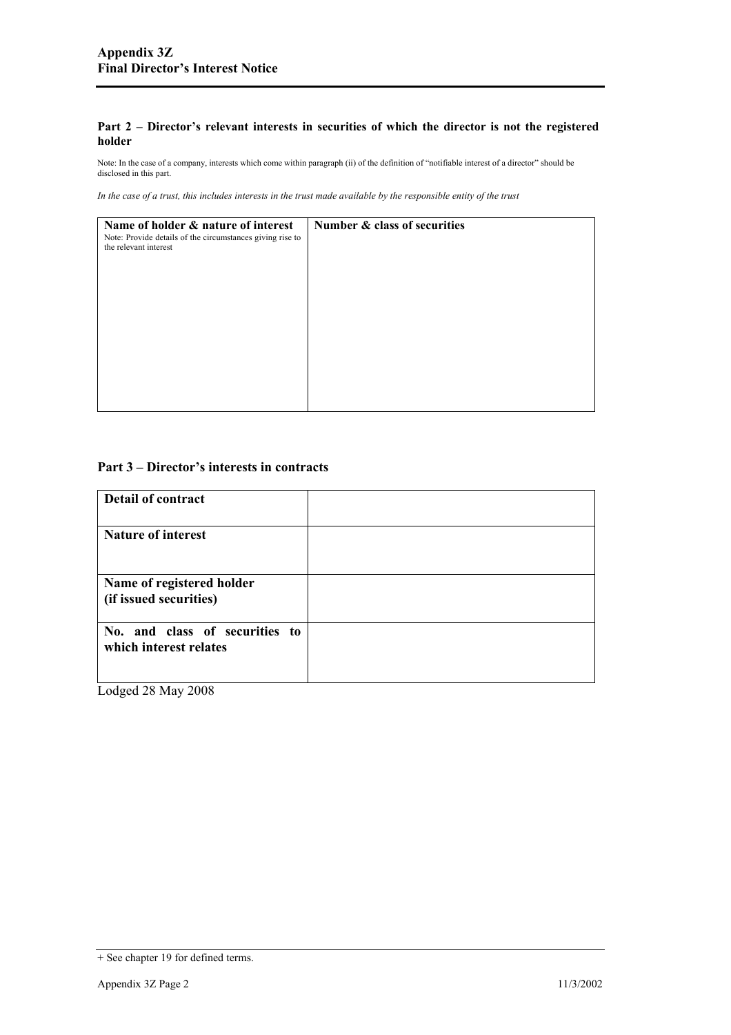## Part 2 – Director's relevant interests in securities of which the director is not the registered holder

Note: In the case of a company, interests which come within paragraph (ii) of the definition of "notifiable interest of a director" should be disclosed in this part.

*In the case of a trust, this includes interests in the trust made available by the responsible entity of the trust*

| **Name of holder & nature of interest**<br>Note: Provide details of the circumstances giving rise to the relevant interest | **Number & class of securities** |
|---|---|
| | |

## Part 3 – Director's interests in contracts

| | |
|---|---|
| **Detail of contract** | |
| **Nature of interest** | |
| **Name of registered holder (if issued securities)** | |
| **No. and class of securities to which interest relates** | |

Lodged 28 May 2008

+ See chapter 19 for defined terms.